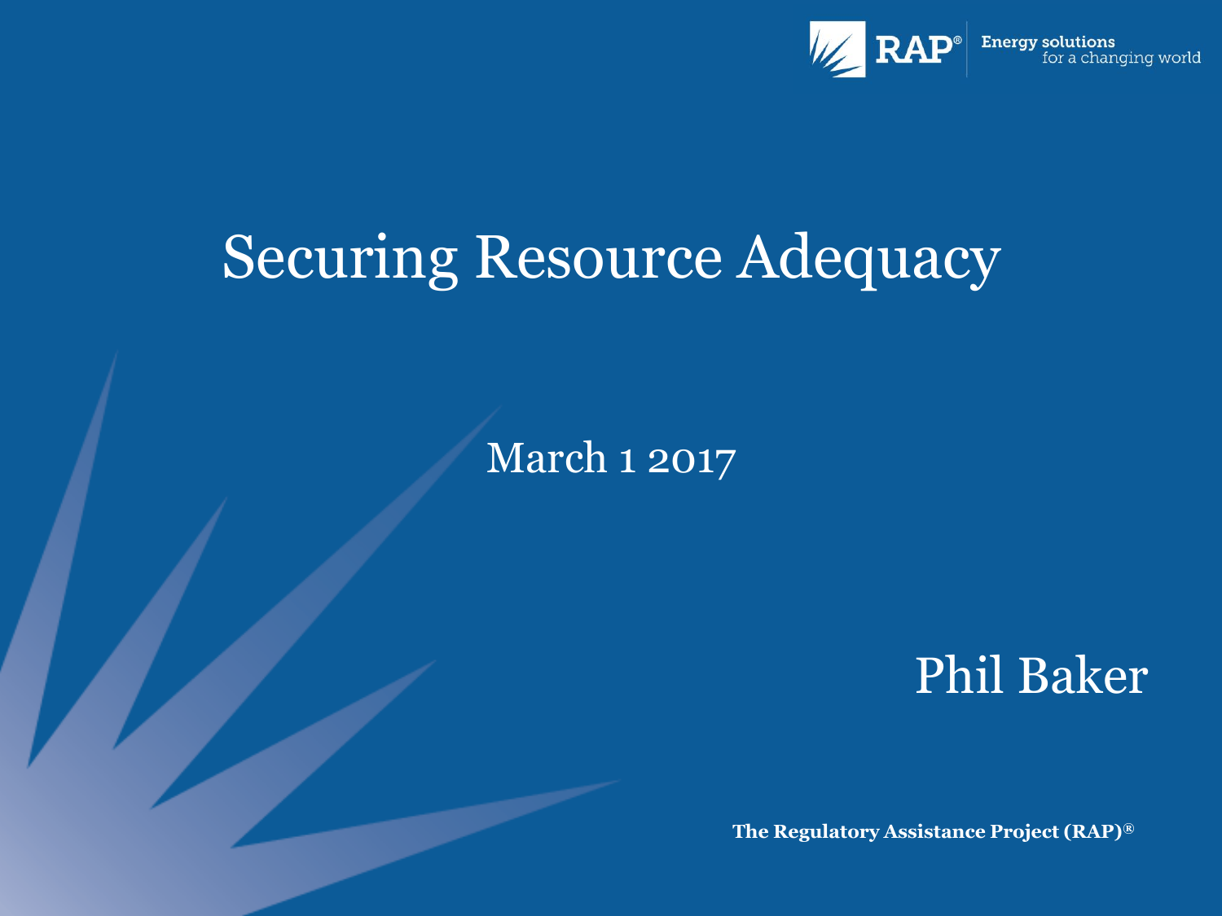RAP® Energy solutions for a changing world

# Securing Resource Adequacy

March 1 2017

Phil Baker

**The Regulatory Assistance Project (RAP)®**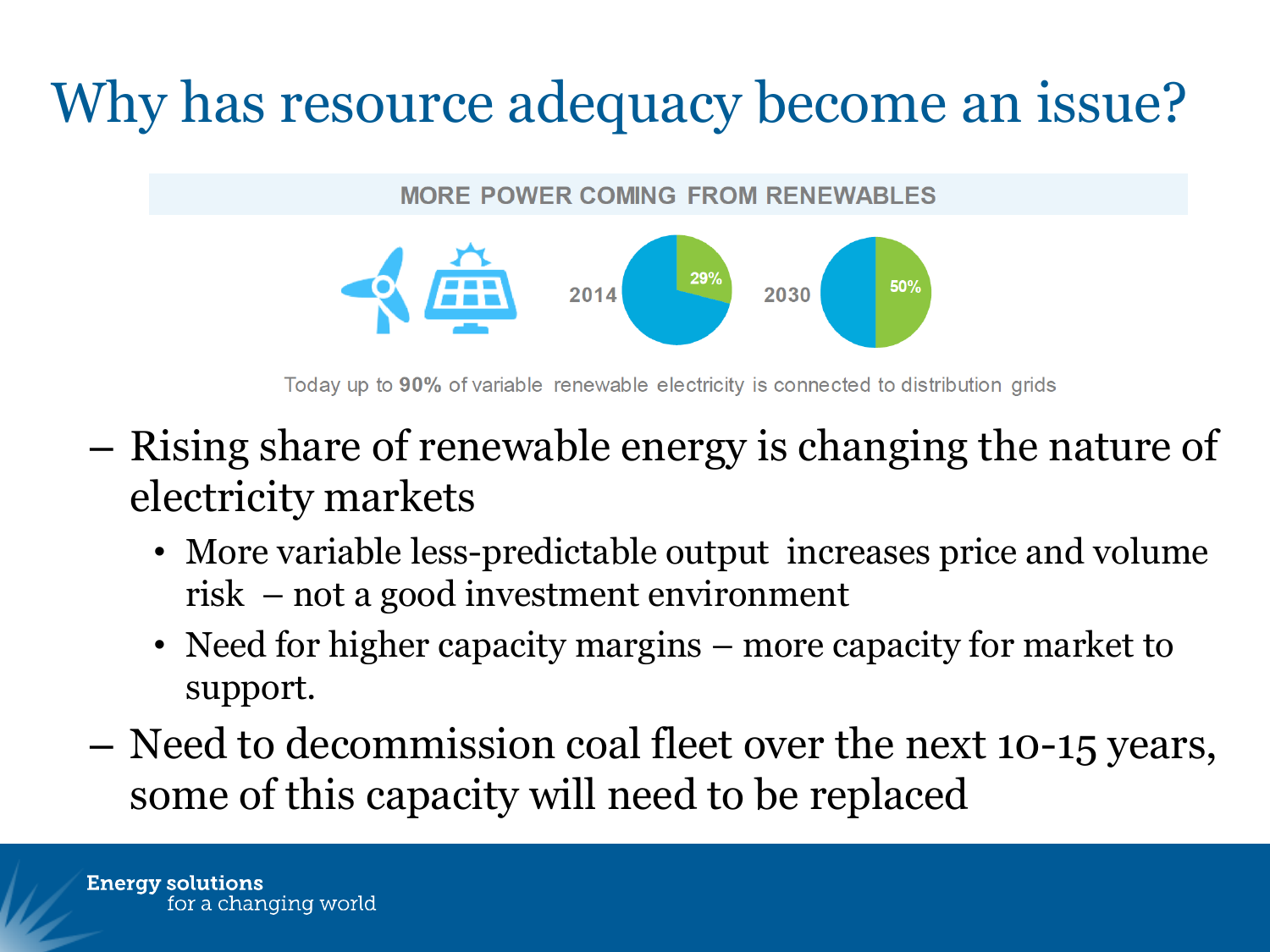# Why has resource adequacy become an issue?

**MORE POWER COMING FROM RENEWABLES**

2014: 29%

2030: 50%

Today up to **90%** of variable renewable electricity is connected to distribution grids

- Rising share of renewable energy is changing the nature of electricity markets
  - More variable less-predictable output increases price and volume risk – not a good investment environment
  - Need for higher capacity margins – more capacity for market to support.
- Need to decommission coal fleet over the next 10-15 years, some of this capacity will need to be replaced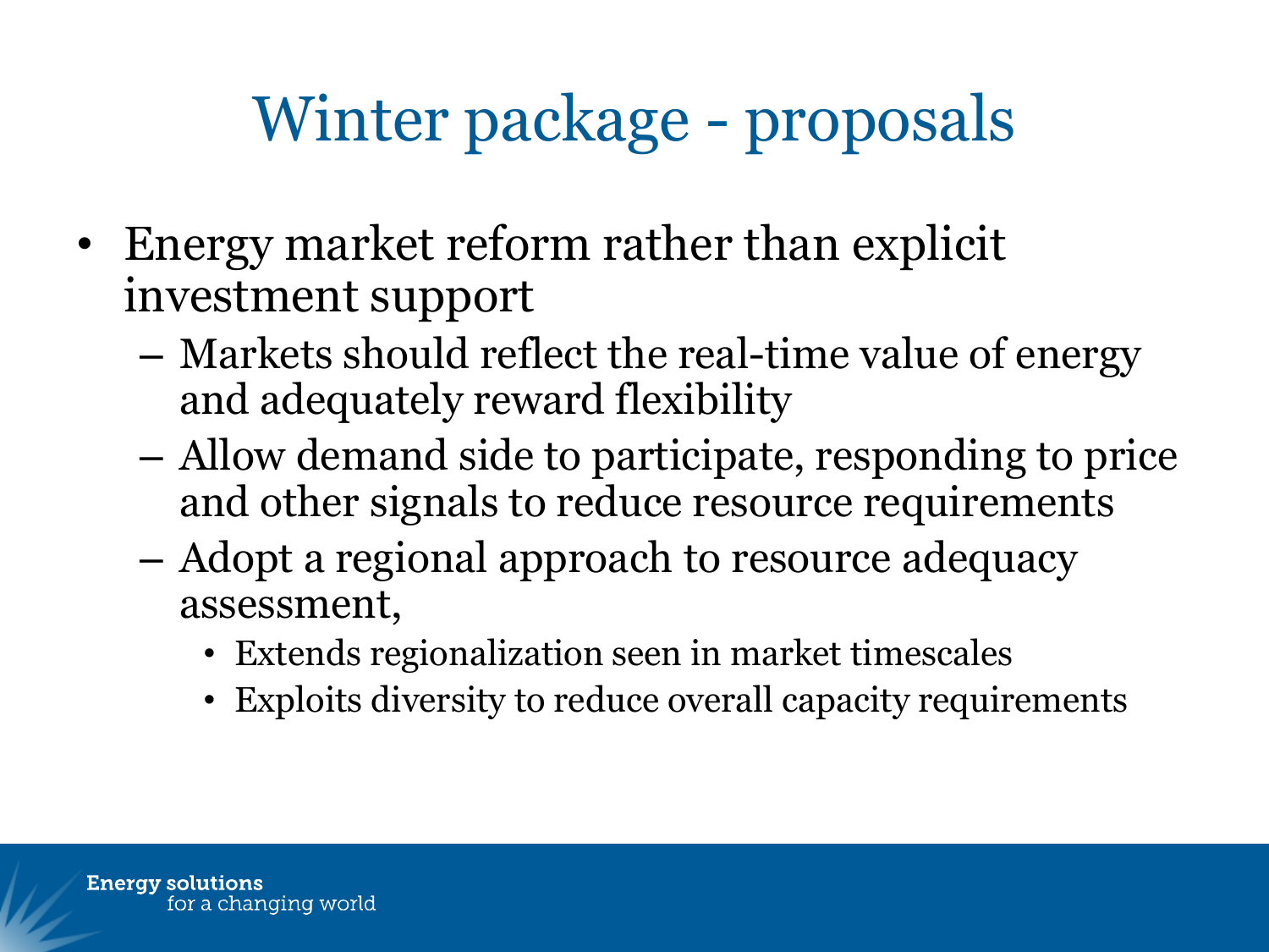# Winter package - proposals

- Energy market reform rather than explicit investment support
  - Markets should reflect the real-time value of energy and adequately reward flexibility
  - Allow demand side to participate, responding to price and other signals to reduce resource requirements
  - Adopt a regional approach to resource adequacy assessment,
    - Extends regionalization seen in market timescales
    - Exploits diversity to reduce overall capacity requirements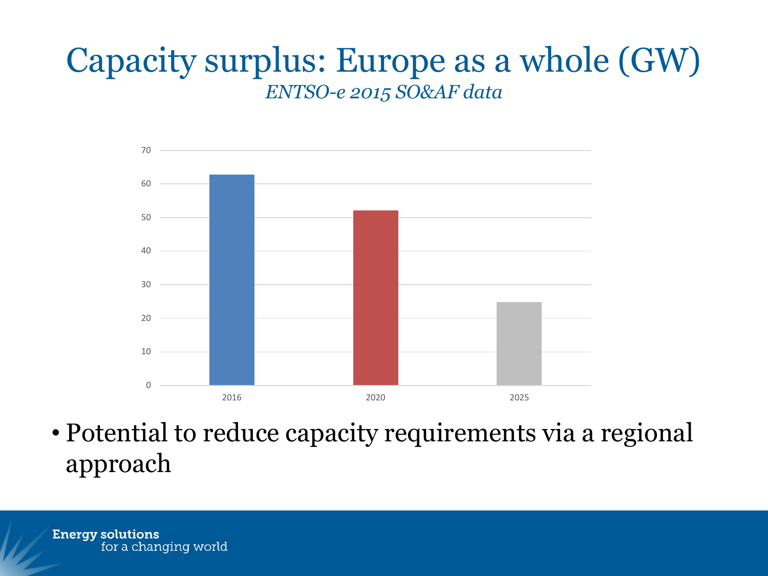# Capacity surplus: Europe as a whole (GW)

*ENTSO-e 2015 SO&AF data*

| Year | Capacity surplus (GW) |
| --- | --- |
| 2016 | ~63 |
| 2020 | ~52 |
| 2025 | ~25 |

- Potential to reduce capacity requirements via a regional approach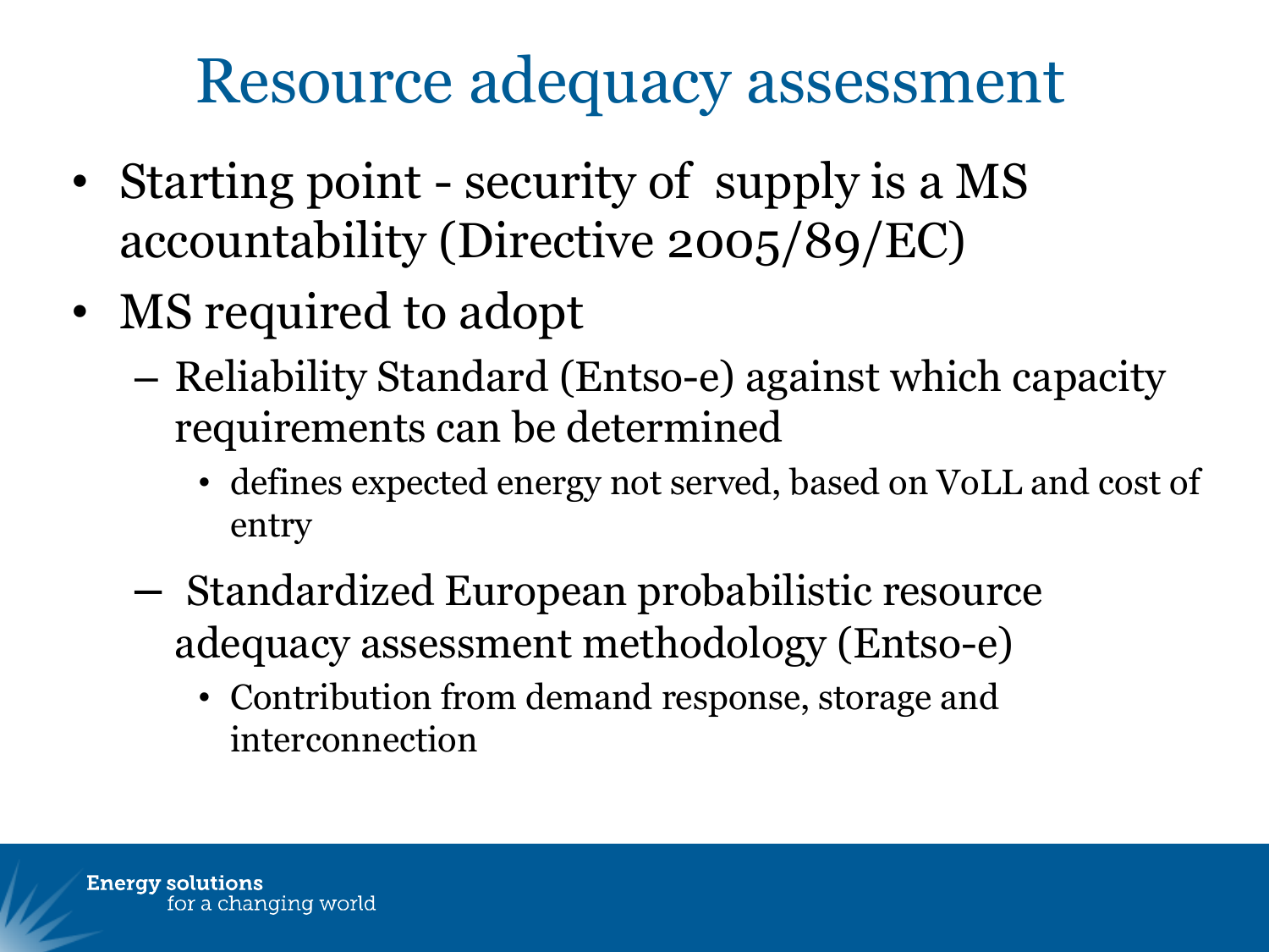# Resource adequacy assessment

- Starting point - security of supply is a MS accountability (Directive 2005/89/EC)
- MS required to adopt
  - Reliability Standard (Entso-e) against which capacity requirements can be determined
    - defines expected energy not served, based on VoLL and cost of entry
  - Standardized European probabilistic resource adequacy assessment methodology (Entso-e)
    - Contribution from demand response, storage and interconnection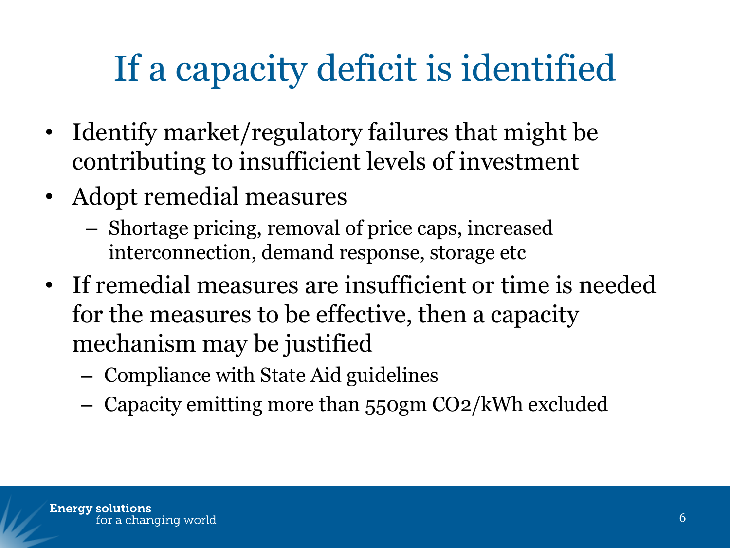# If a capacity deficit is identified

- Identify market/regulatory failures that might be contributing to insufficient levels of investment
- Adopt remedial measures
  - Shortage pricing, removal of price caps, increased interconnection, demand response, storage etc
- If remedial measures are insufficient or time is needed for the measures to be effective, then a capacity mechanism may be justified
  - Compliance with State Aid guidelines
  - Capacity emitting more than 550gm $CO_2$/kWh excluded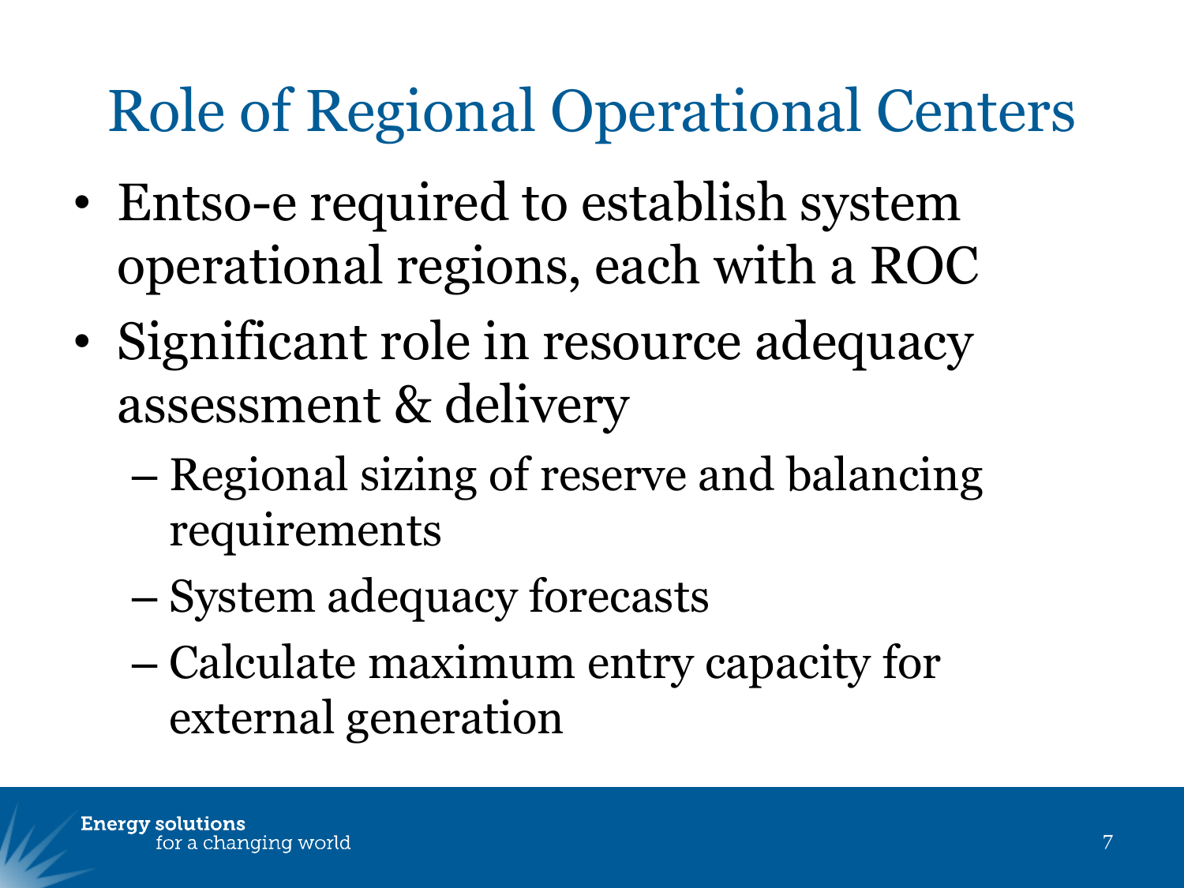# Role of Regional Operational Centers

- Entso-e required to establish system operational regions, each with a ROC
- Significant role in resource adequacy assessment & delivery
  - Regional sizing of reserve and balancing requirements
  - System adequacy forecasts
  - Calculate maximum entry capacity for external generation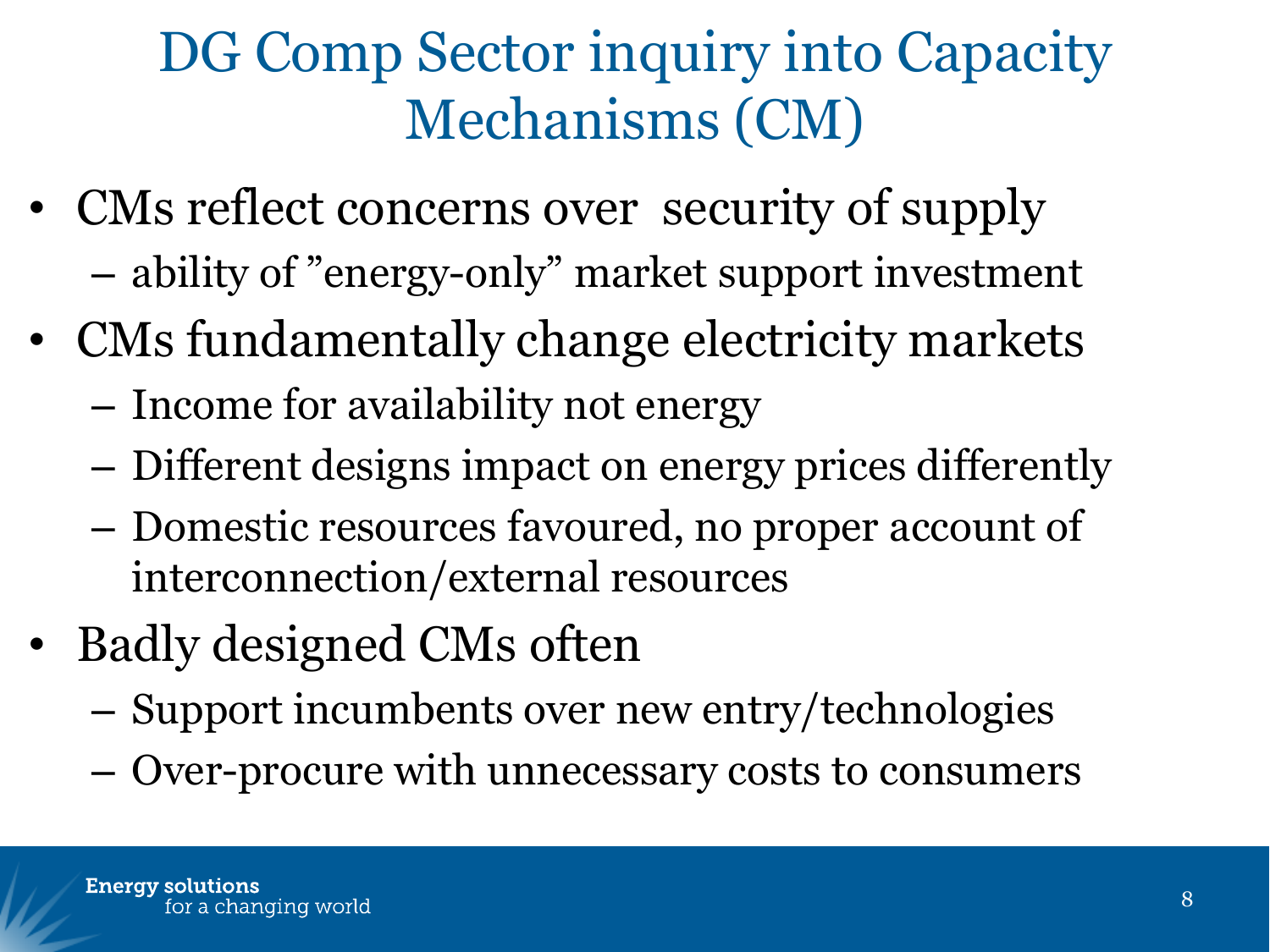# DG Comp Sector inquiry into Capacity Mechanisms (CM)

- CMs reflect concerns over security of supply
  - ability of ”energy-only” market support investment
- CMs fundamentally change electricity markets
  - Income for availability not energy
  - Different designs impact on energy prices differently
  - Domestic resources favoured, no proper account of interconnection/external resources
- Badly designed CMs often
  - Support incumbents over new entry/technologies
  - Over-procure with unnecessary costs to consumers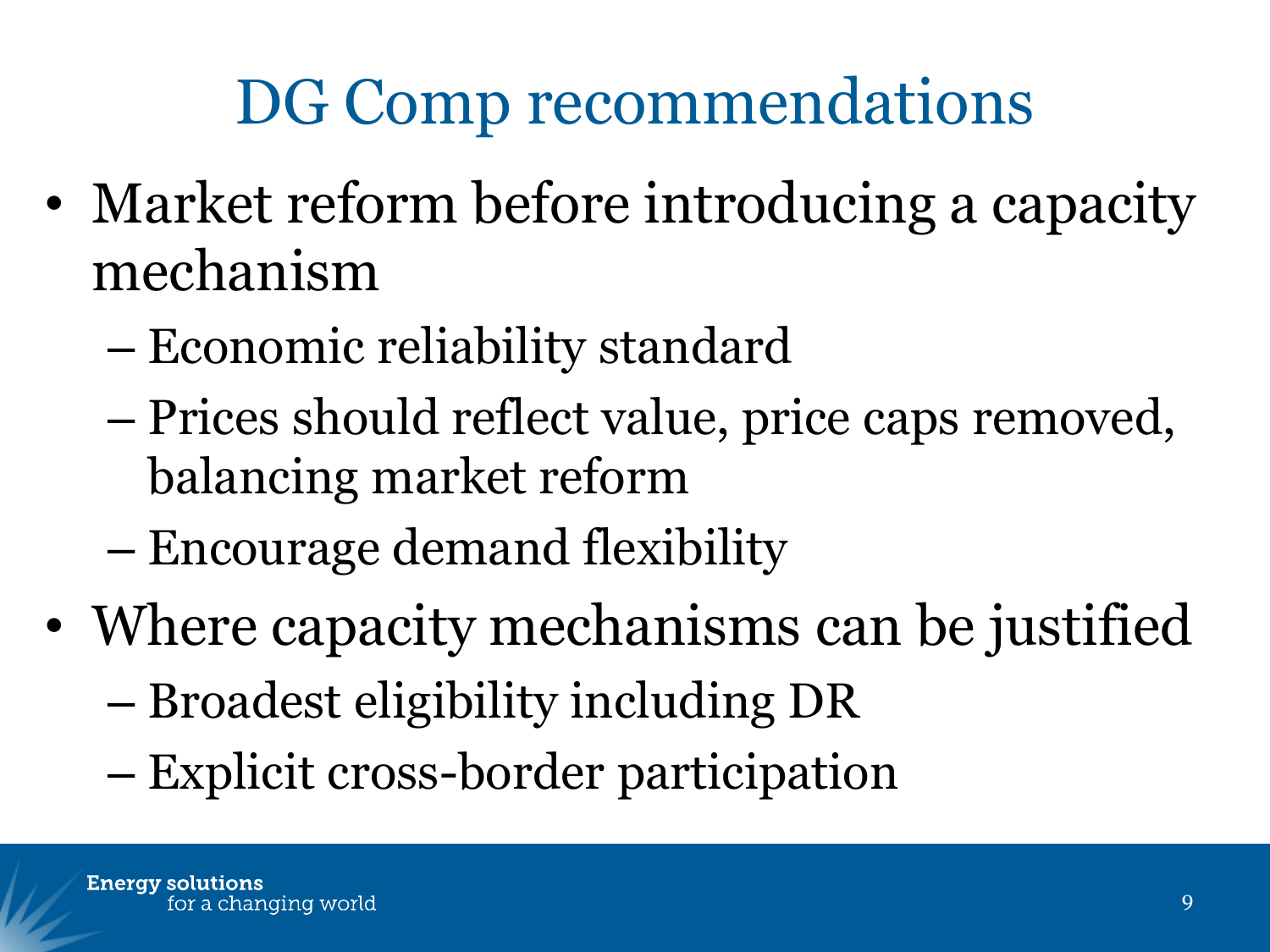# DG Comp recommendations

- Market reform before introducing a capacity mechanism
  - Economic reliability standard
  - Prices should reflect value, price caps removed, balancing market reform
  - Encourage demand flexibility
- Where capacity mechanisms can be justified
  - Broadest eligibility including DR
  - Explicit cross-border participation